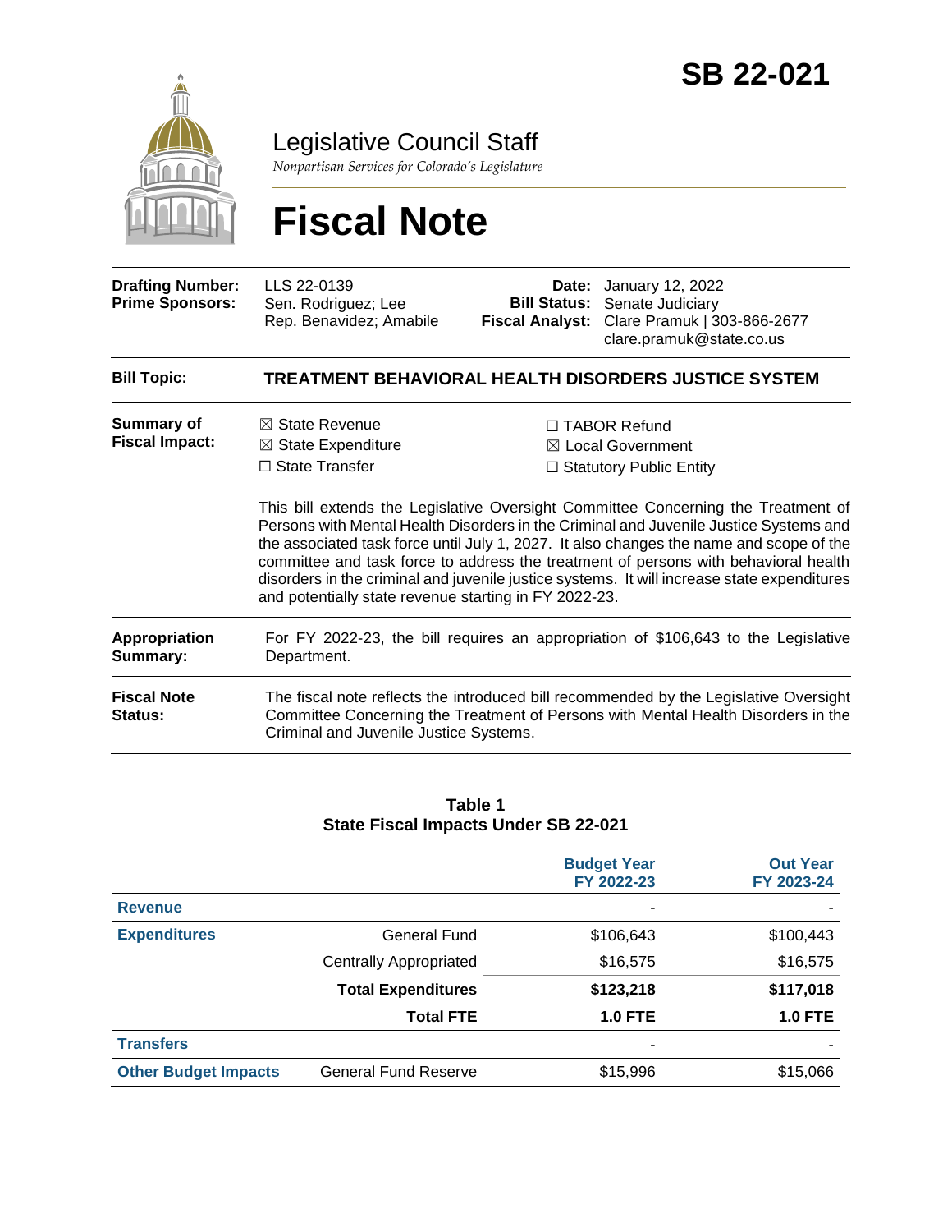# SB 22-021

Legislative Council Staff

*Nonpartisan Services for Colorado's Legislature*

# Fiscal Note

| | | | |
|---|---|---|---|
| **Drafting Number:** | LLS 22-0139 | **Date:** | January 12, 2022 |
| **Prime Sponsors:** | Sen. Rodriguez; Lee<br>Rep. Benavidez; Amabile | **Bill Status:** | Senate Judiciary |
| | | **Fiscal Analyst:** | Clare Pramuk \| 303-866-2677<br>clare.pramuk@state.co.us |

**Bill Topic:** **TREATMENT BEHAVIORAL HEALTH DISORDERS JUSTICE SYSTEM**

**Summary of Fiscal Impact:**

- ☒ State Revenue
- ☒ State Expenditure
- ☐ State Transfer
- ☐ TABOR Refund
- ☒ Local Government
- ☐ Statutory Public Entity

This bill extends the Legislative Oversight Committee Concerning the Treatment of Persons with Mental Health Disorders in the Criminal and Juvenile Justice Systems and the associated task force until July 1, 2027. It also changes the name and scope of the committee and task force to address the treatment of persons with behavioral health disorders in the criminal and juvenile justice systems. It will increase state expenditures and potentially state revenue starting in FY 2022-23.

**Appropriation Summary:** For FY 2022-23, the bill requires an appropriation of $106,643 to the Legislative Department.

**Fiscal Note Status:** The fiscal note reflects the introduced bill recommended by the Legislative Oversight Committee Concerning the Treatment of Persons with Mental Health Disorders in the Criminal and Juvenile Justice Systems.

**Table 1**
**State Fiscal Impacts Under SB 22-021**

| | | Budget Year FY 2022-23 | Out Year FY 2023-24 |
|---|---|---|---|
| **Revenue** | | - | - |
| **Expenditures** | General Fund | $106,643 | $100,443 |
| | Centrally Appropriated | $16,575 | $16,575 |
| | **Total Expenditures** | **$123,218** | **$117,018** |
| | **Total FTE** | **1.0 FTE** | **1.0 FTE** |
| **Transfers** | | - | - |
| **Other Budget Impacts** | General Fund Reserve | $15,996 | $15,066 |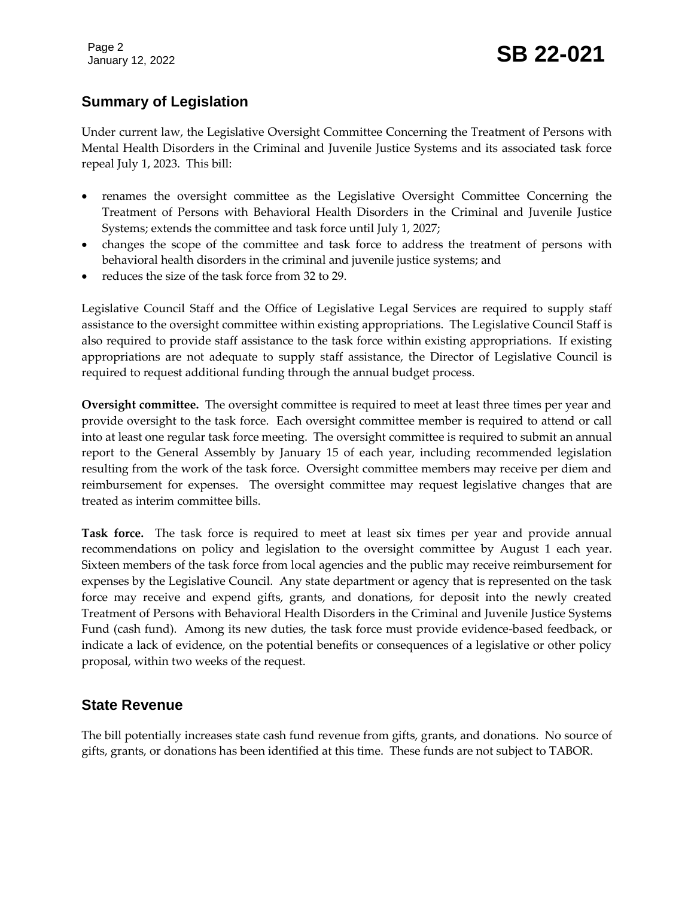## Summary of Legislation

Under current law, the Legislative Oversight Committee Concerning the Treatment of Persons with Mental Health Disorders in the Criminal and Juvenile Justice Systems and its associated task force repeal July 1, 2023. This bill:

- renames the oversight committee as the Legislative Oversight Committee Concerning the Treatment of Persons with Behavioral Health Disorders in the Criminal and Juvenile Justice Systems; extends the committee and task force until July 1, 2027;
- changes the scope of the committee and task force to address the treatment of persons with behavioral health disorders in the criminal and juvenile justice systems; and
- reduces the size of the task force from 32 to 29.

Legislative Council Staff and the Office of Legislative Legal Services are required to supply staff assistance to the oversight committee within existing appropriations. The Legislative Council Staff is also required to provide staff assistance to the task force within existing appropriations. If existing appropriations are not adequate to supply staff assistance, the Director of Legislative Council is required to request additional funding through the annual budget process.

**Oversight committee.** The oversight committee is required to meet at least three times per year and provide oversight to the task force. Each oversight committee member is required to attend or call into at least one regular task force meeting. The oversight committee is required to submit an annual report to the General Assembly by January 15 of each year, including recommended legislation resulting from the work of the task force. Oversight committee members may receive per diem and reimbursement for expenses. The oversight committee may request legislative changes that are treated as interim committee bills.

**Task force.** The task force is required to meet at least six times per year and provide annual recommendations on policy and legislation to the oversight committee by August 1 each year. Sixteen members of the task force from local agencies and the public may receive reimbursement for expenses by the Legislative Council. Any state department or agency that is represented on the task force may receive and expend gifts, grants, and donations, for deposit into the newly created Treatment of Persons with Behavioral Health Disorders in the Criminal and Juvenile Justice Systems Fund (cash fund). Among its new duties, the task force must provide evidence-based feedback, or indicate a lack of evidence, on the potential benefits or consequences of a legislative or other policy proposal, within two weeks of the request.

## State Revenue

The bill potentially increases state cash fund revenue from gifts, grants, and donations. No source of gifts, grants, or donations has been identified at this time. These funds are not subject to TABOR.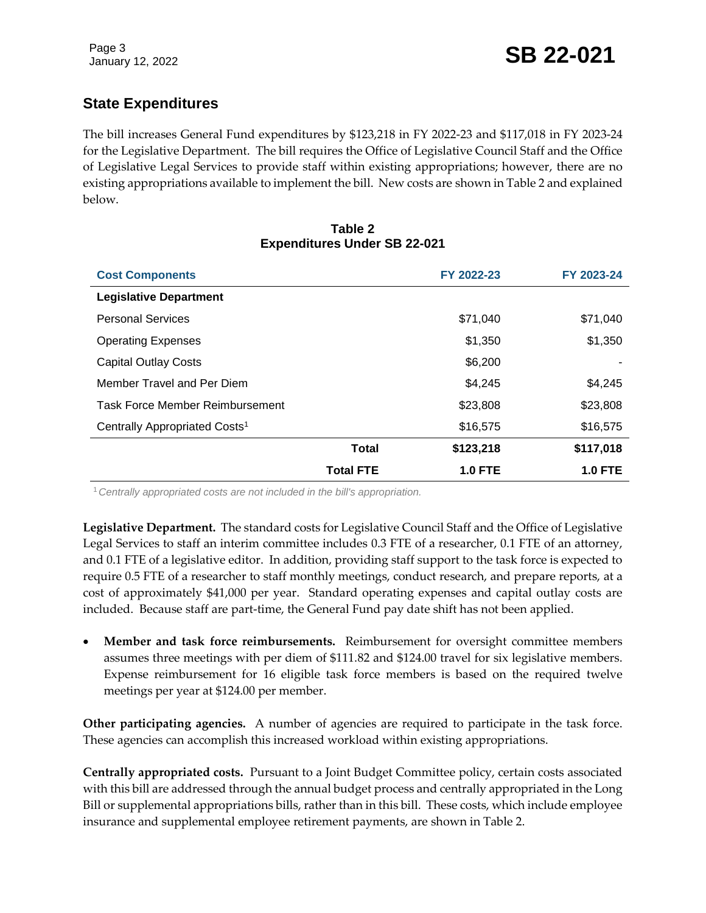## State Expenditures

The bill increases General Fund expenditures by $123,218 in FY 2022-23 and $117,018 in FY 2023-24 for the Legislative Department. The bill requires the Office of Legislative Council Staff and the Office of Legislative Legal Services to provide staff within existing appropriations; however, there are no existing appropriations available to implement the bill. New costs are shown in Table 2 and explained below.

**Table 2**
**Expenditures Under SB 22-021**

| Cost Components | FY 2022-23 | FY 2023-24 |
|---|---|---|
| **Legislative Department** | | |
| Personal Services | $71,040 | $71,040 |
| Operating Expenses | $1,350 | $1,350 |
| Capital Outlay Costs | $6,200 | - |
| Member Travel and Per Diem | $4,245 | $4,245 |
| Task Force Member Reimbursement | $23,808 | $23,808 |
| Centrally Appropriated Costs[1] | $16,575 | $16,575 |
| **Total** | **$123,218** | **$117,018** |
| **Total FTE** | **1.0 FTE** | **1.0 FTE** |

[1] *Centrally appropriated costs are not included in the bill's appropriation.*

**Legislative Department.** The standard costs for Legislative Council Staff and the Office of Legislative Legal Services to staff an interim committee includes 0.3 FTE of a researcher, 0.1 FTE of an attorney, and 0.1 FTE of a legislative editor. In addition, providing staff support to the task force is expected to require 0.5 FTE of a researcher to staff monthly meetings, conduct research, and prepare reports, at a cost of approximately $41,000 per year. Standard operating expenses and capital outlay costs are included. Because staff are part-time, the General Fund pay date shift has not been applied.

- **Member and task force reimbursements.** Reimbursement for oversight committee members assumes three meetings with per diem of $111.82 and $124.00 travel for six legislative members. Expense reimbursement for 16 eligible task force members is based on the required twelve meetings per year at $124.00 per member.

**Other participating agencies.** A number of agencies are required to participate in the task force. These agencies can accomplish this increased workload within existing appropriations.

**Centrally appropriated costs.** Pursuant to a Joint Budget Committee policy, certain costs associated with this bill are addressed through the annual budget process and centrally appropriated in the Long Bill or supplemental appropriations bills, rather than in this bill. These costs, which include employee insurance and supplemental employee retirement payments, are shown in Table 2.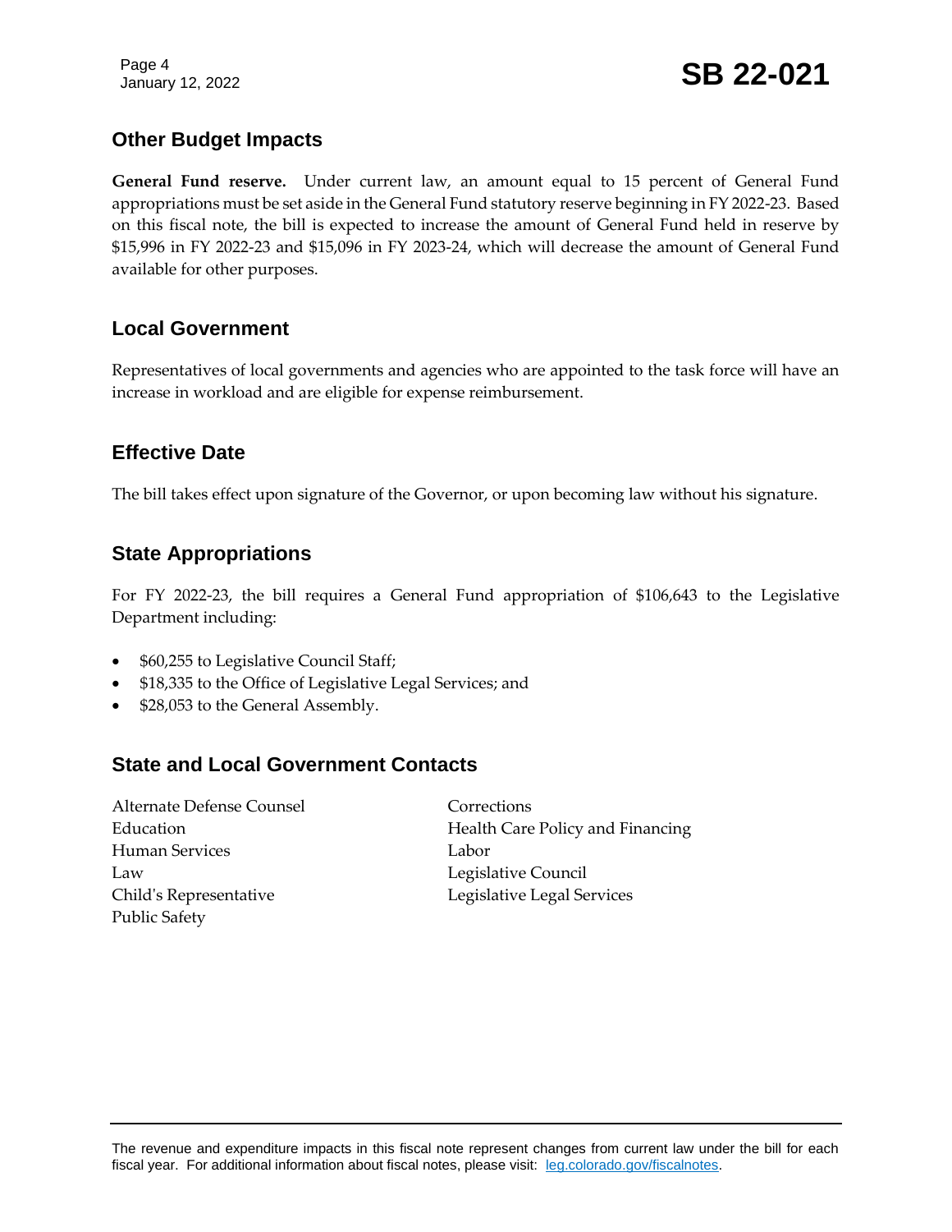## Other Budget Impacts

**General Fund reserve.** Under current law, an amount equal to 15 percent of General Fund appropriations must be set aside in the General Fund statutory reserve beginning in FY 2022-23. Based on this fiscal note, the bill is expected to increase the amount of General Fund held in reserve by $15,996 in FY 2022-23 and $15,096 in FY 2023-24, which will decrease the amount of General Fund available for other purposes.

## Local Government

Representatives of local governments and agencies who are appointed to the task force will have an increase in workload and are eligible for expense reimbursement.

## Effective Date

The bill takes effect upon signature of the Governor, or upon becoming law without his signature.

## State Appropriations

For FY 2022-23, the bill requires a General Fund appropriation of $106,643 to the Legislative Department including:

- $60,255 to Legislative Council Staff;
- $18,335 to the Office of Legislative Legal Services; and
- $28,053 to the General Assembly.

## State and Local Government Contacts

Alternate Defense Counsel
Corrections
Education
Health Care Policy and Financing
Human Services
Labor
Law
Legislative Council
Child's Representative
Legislative Legal Services
Public Safety

The revenue and expenditure impacts in this fiscal note represent changes from current law under the bill for each fiscal year. For additional information about fiscal notes, please visit: leg.colorado.gov/fiscalnotes.